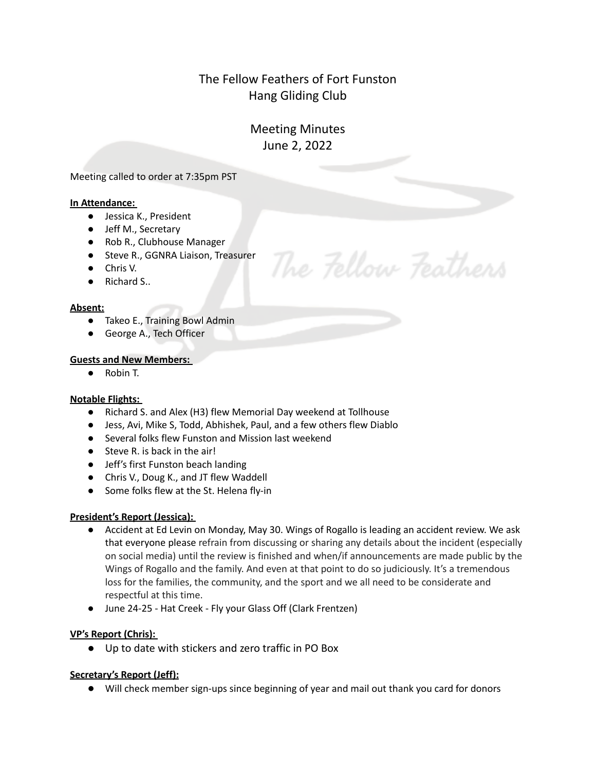# The Fellow Feathers of Fort Funston Hang Gliding Club

## Meeting Minutes
## June 2, 2022

Meeting called to order at 7:35pm PST

**In Attendance:**

- Jessica K., President
- Jeff M., Secretary
- Rob R., Clubhouse Manager
- Steve R., GGNRA Liaison, Treasurer
- Chris V.
- Richard S..

**Absent:**

- Takeo E., Training Bowl Admin
- George A., Tech Officer

**Guests and New Members:**

- Robin T.

**Notable Flights:**

- Richard S. and Alex (H3) flew Memorial Day weekend at Tollhouse
- Jess, Avi, Mike S, Todd, Abhishek, Paul, and a few others flew Diablo
- Several folks flew Funston and Mission last weekend
- Steve R. is back in the air!
- Jeff's first Funston beach landing
- Chris V., Doug K., and JT flew Waddell
- Some folks flew at the St. Helena fly-in

**President's Report (Jessica):**

- Accident at Ed Levin on Monday, May 30. Wings of Rogallo is leading an accident review. We ask that everyone please refrain from discussing or sharing any details about the incident (especially on social media) until the review is finished and when/if announcements are made public by the Wings of Rogallo and the family. And even at that point to do so judiciously. It's a tremendous loss for the families, the community, and the sport and we all need to be considerate and respectful at this time.
- June 24-25 - Hat Creek - Fly your Glass Off (Clark Frentzen)

**VP's Report (Chris):**

- Up to date with stickers and zero traffic in PO Box

**Secretary's Report (Jeff):**

- Will check member sign-ups since beginning of year and mail out thank you card for donors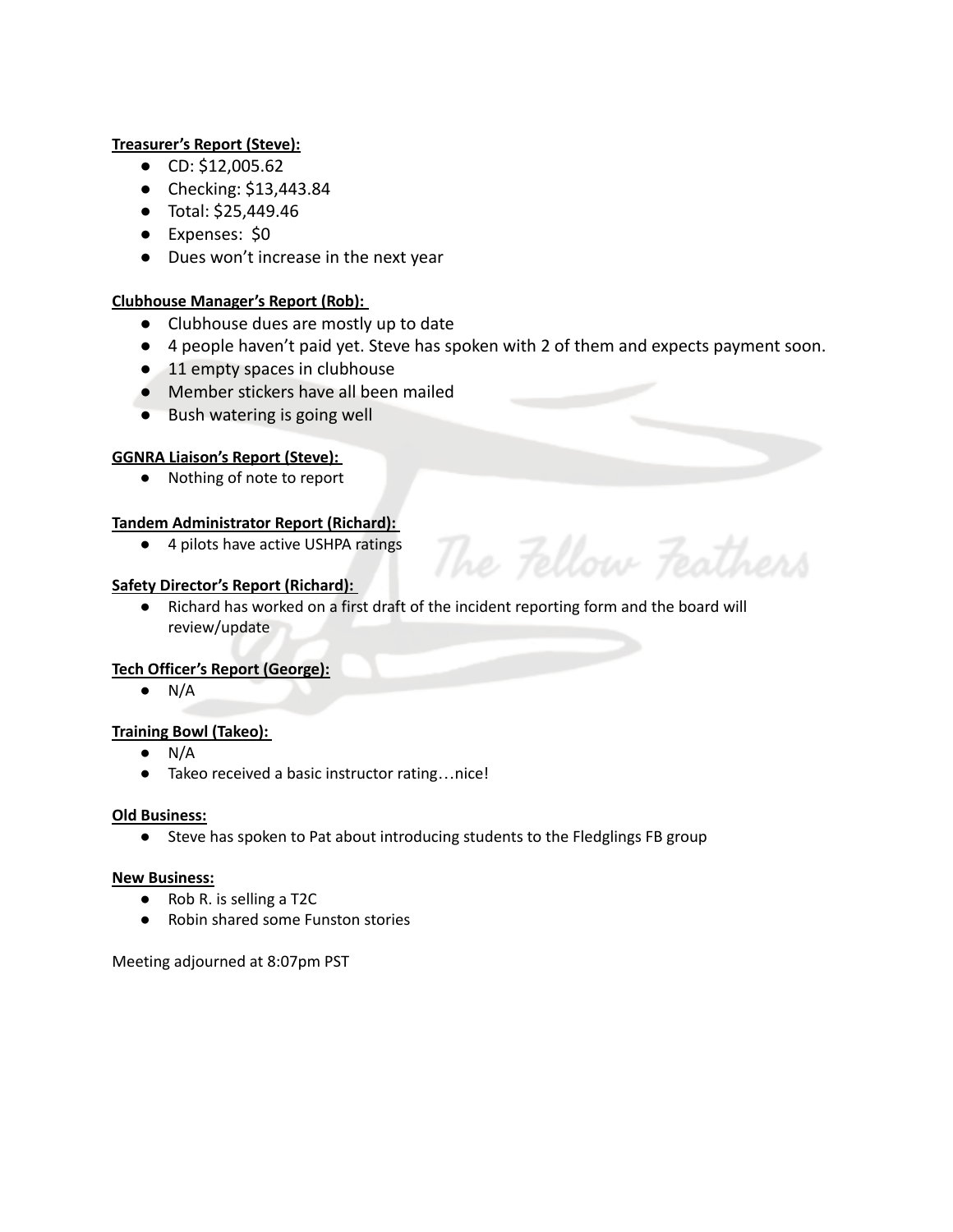**Treasurer's Report (Steve):**

- CD: $12,005.62
- Checking: $13,443.84
- Total: $25,449.46
- Expenses: $0
- Dues won't increase in the next year

**Clubhouse Manager's Report (Rob):**

- Clubhouse dues are mostly up to date
- 4 people haven't paid yet. Steve has spoken with 2 of them and expects payment soon.
- 11 empty spaces in clubhouse
- Member stickers have all been mailed
- Bush watering is going well

**GGNRA Liaison's Report (Steve):**

- Nothing of note to report

**Tandem Administrator Report (Richard):**

- 4 pilots have active USHPA ratings

**Safety Director's Report (Richard):**

- Richard has worked on a first draft of the incident reporting form and the board will review/update

**Tech Officer's Report (George):**

- N/A

**Training Bowl (Takeo):**

- N/A
- Takeo received a basic instructor rating…nice!

**Old Business:**

- Steve has spoken to Pat about introducing students to the Fledglings FB group

**New Business:**

- Rob R. is selling a T2C
- Robin shared some Funston stories

Meeting adjourned at 8:07pm PST